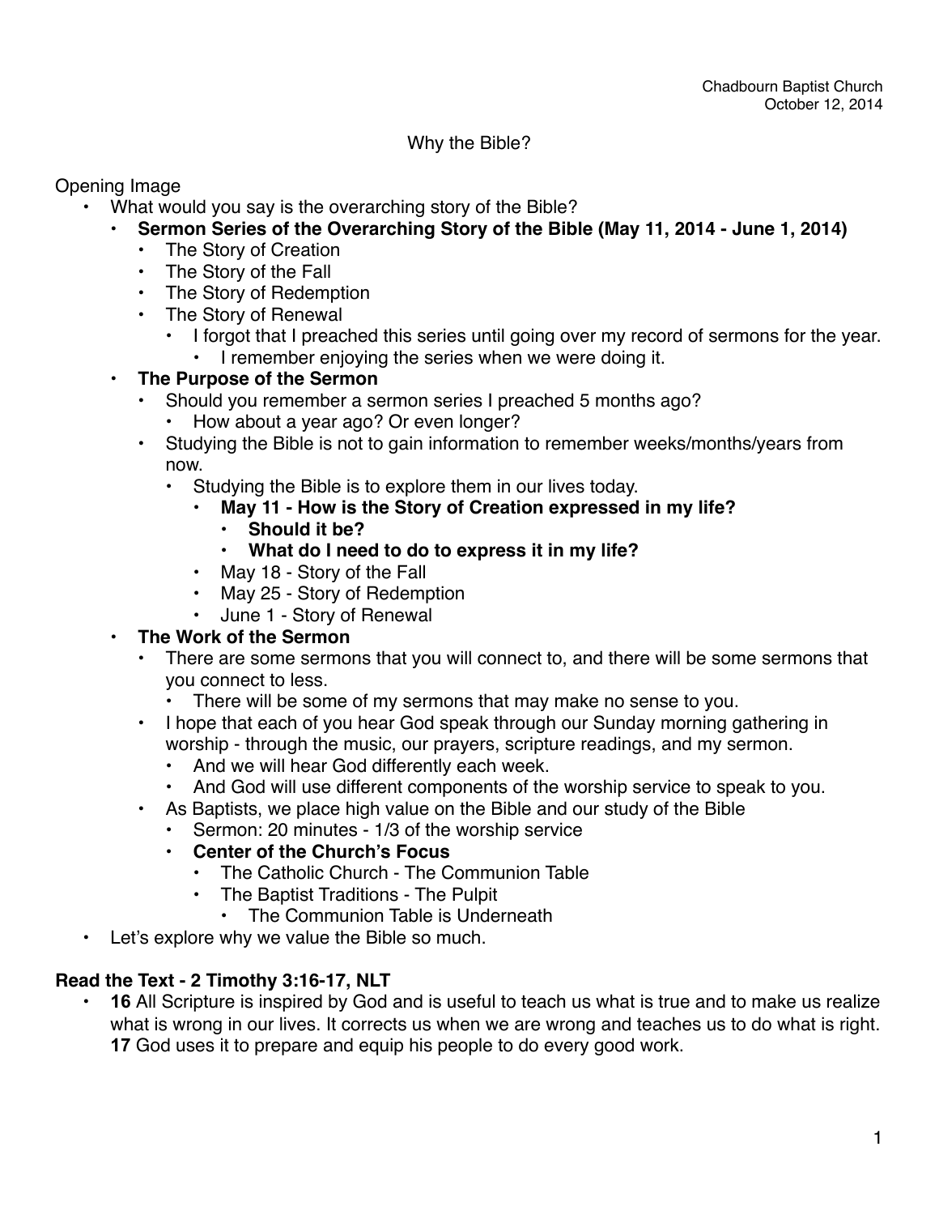Chadbourn Baptist Church
October 12, 2014

# Why the Bible?

Opening Image

- What would you say is the overarching story of the Bible?
  - **Sermon Series of the Overarching Story of the Bible (May 11, 2014 - June 1, 2014)**
    - The Story of Creation
    - The Story of the Fall
    - The Story of Redemption
    - The Story of Renewal
      - I forgot that I preached this series until going over my record of sermons for the year.
        - I remember enjoying the series when we were doing it.
  - **The Purpose of the Sermon**
    - Should you remember a sermon series I preached 5 months ago?
      - How about a year ago? Or even longer?
    - Studying the Bible is not to gain information to remember weeks/months/years from now.
      - Studying the Bible is to explore them in our lives today.
        - **May 11 - How is the Story of Creation expressed in my life?**
          - **Should it be?**
          - **What do I need to do to express it in my life?**
        - May 18 - Story of the Fall
        - May 25 - Story of Redemption
        - June 1 - Story of Renewal
  - **The Work of the Sermon**
    - There are some sermons that you will connect to, and there will be some sermons that you connect to less.
      - There will be some of my sermons that may make no sense to you.
    - I hope that each of you hear God speak through our Sunday morning gathering in worship - through the music, our prayers, scripture readings, and my sermon.
      - And we will hear God differently each week.
      - And God will use different components of the worship service to speak to you.
    - As Baptists, we place high value on the Bible and our study of the Bible
      - Sermon: 20 minutes - 1/3 of the worship service
      - **Center of the Church's Focus**
        - The Catholic Church - The Communion Table
        - The Baptist Traditions - The Pulpit
          - The Communion Table is Underneath
- Let's explore why we value the Bible so much.

**Read the Text - 2 Timothy 3:16-17, NLT**

- **16** All Scripture is inspired by God and is useful to teach us what is true and to make us realize what is wrong in our lives. It corrects us when we are wrong and teaches us to do what is right. **17** God uses it to prepare and equip his people to do every good work.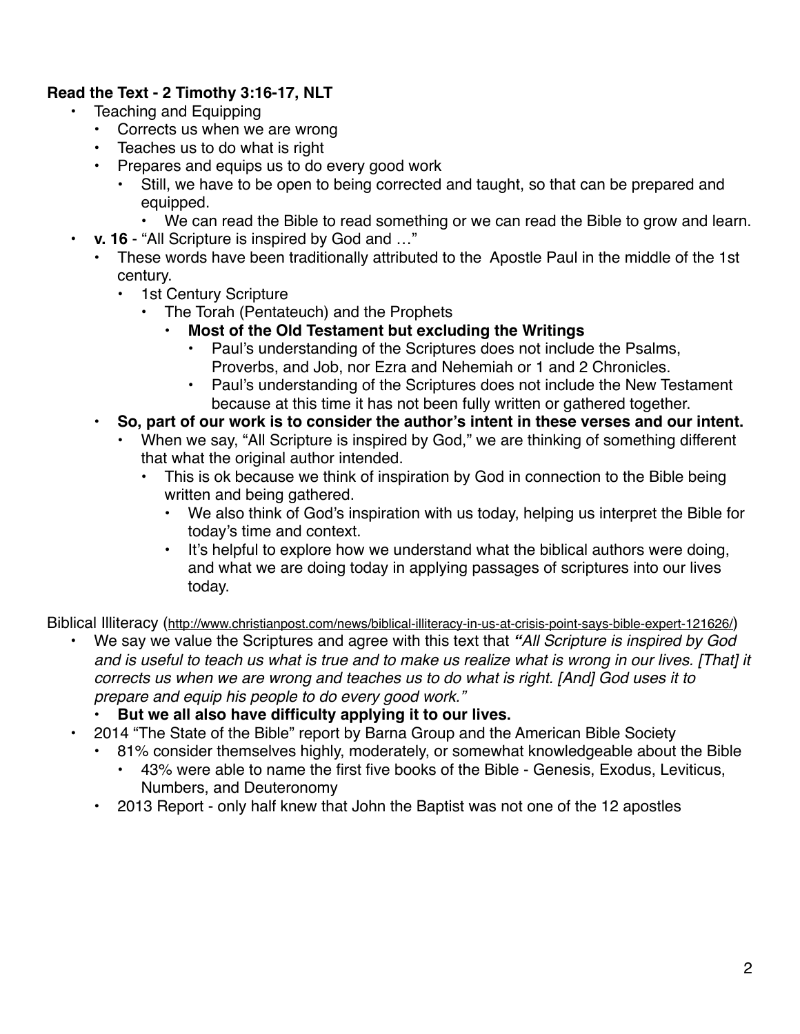**Read the Text - 2 Timothy 3:16-17, NLT**

- Teaching and Equipping
  - Corrects us when we are wrong
  - Teaches us to do what is right
  - Prepares and equips us to do every good work
    - Still, we have to be open to being corrected and taught, so that can be prepared and equipped.
      - We can read the Bible to read something or we can read the Bible to grow and learn.
- **v. 16** - "All Scripture is inspired by God and …"
  - These words have been traditionally attributed to the Apostle Paul in the middle of the 1st century.
    - 1st Century Scripture
      - The Torah (Pentateuch) and the Prophets
        - **Most of the Old Testament but excluding the Writings**
          - Paul's understanding of the Scriptures does not include the Psalms, Proverbs, and Job, nor Ezra and Nehemiah or 1 and 2 Chronicles.
          - Paul's understanding of the Scriptures does not include the New Testament because at this time it has not been fully written or gathered together.
  - **So, part of our work is to consider the author's intent in these verses and our intent.**
    - When we say, "All Scripture is inspired by God," we are thinking of something different that what the original author intended.
      - This is ok because we think of inspiration by God in connection to the Bible being written and being gathered.
        - We also think of God's inspiration with us today, helping us interpret the Bible for today's time and context.
        - It's helpful to explore how we understand what the biblical authors were doing, and what we are doing today in applying passages of scriptures into our lives today.

Biblical Illiteracy (http://www.christianpost.com/news/biblical-illiteracy-in-us-at-crisis-point-says-bible-expert-121626/)

- We say we value the Scriptures and agree with this text that ***"****All Scripture is inspired by God and is useful to teach us what is true and to make us realize what is wrong in our lives. [That] it corrects us when we are wrong and teaches us to do what is right. [And] God uses it to prepare and equip his people to do every good work."*
  - **But we all also have difficulty applying it to our lives.**
- 2014 "The State of the Bible" report by Barna Group and the American Bible Society
  - 81% consider themselves highly, moderately, or somewhat knowledgeable about the Bible
    - 43% were able to name the first five books of the Bible - Genesis, Exodus, Leviticus, Numbers, and Deuteronomy
  - 2013 Report - only half knew that John the Baptist was not one of the 12 apostles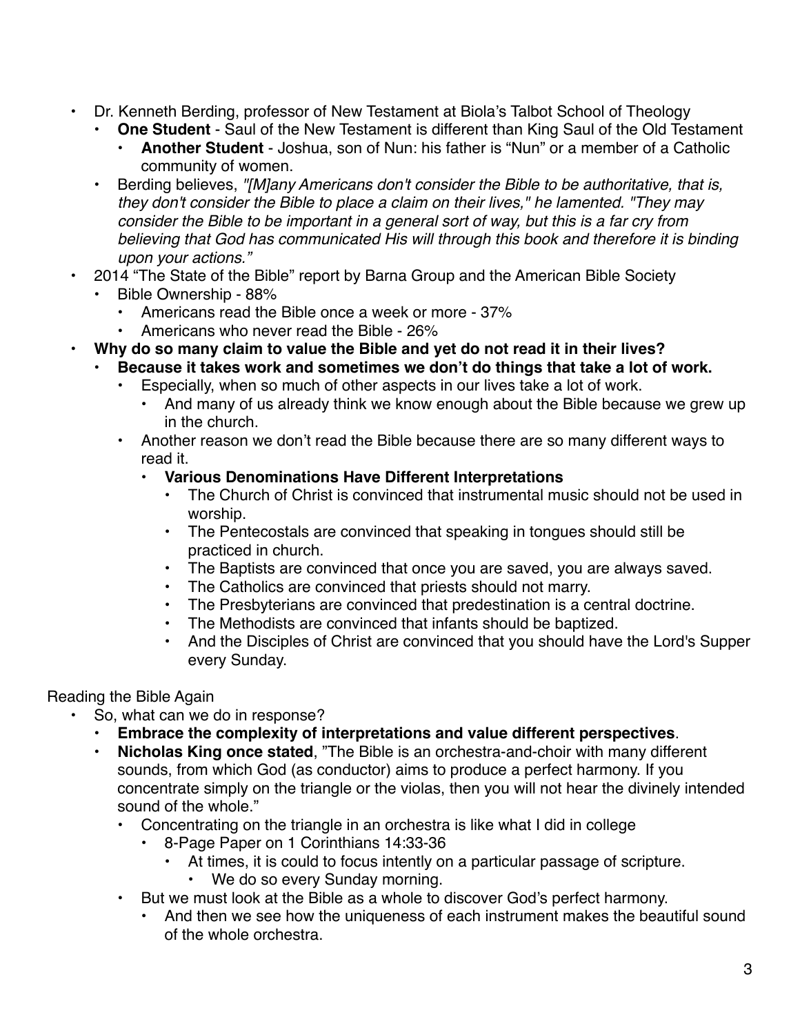- Dr. Kenneth Berding, professor of New Testament at Biola's Talbot School of Theology
  - **One Student** - Saul of the New Testament is different than King Saul of the Old Testament
    - **Another Student** - Joshua, son of Nun: his father is "Nun" or a member of a Catholic community of women.
  - Berding believes, *"[M]any Americans don't consider the Bible to be authoritative, that is, they don't consider the Bible to place a claim on their lives," he lamented. "They may consider the Bible to be important in a general sort of way, but this is a far cry from believing that God has communicated His will through this book and therefore it is binding upon your actions."*
- 2014 "The State of the Bible" report by Barna Group and the American Bible Society
  - Bible Ownership - 88%
    - Americans read the Bible once a week or more - 37%
    - Americans who never read the Bible - 26%
- **Why do so many claim to value the Bible and yet do not read it in their lives?**
  - **Because it takes work and sometimes we don't do things that take a lot of work.**
    - Especially, when so much of other aspects in our lives take a lot of work.
      - And many of us already think we know enough about the Bible because we grew up in the church.
    - Another reason we don't read the Bible because there are so many different ways to read it.
      - **Various Denominations Have Different Interpretations**
        - The Church of Christ is convinced that instrumental music should not be used in worship.
        - The Pentecostals are convinced that speaking in tongues should still be practiced in church.
        - The Baptists are convinced that once you are saved, you are always saved.
        - The Catholics are convinced that priests should not marry.
        - The Presbyterians are convinced that predestination is a central doctrine.
        - The Methodists are convinced that infants should be baptized.
        - And the Disciples of Christ are convinced that you should have the Lord's Supper every Sunday.

Reading the Bible Again

- So, what can we do in response?
  - **Embrace the complexity of interpretations and value different perspectives**.
  - **Nicholas King once stated**, "The Bible is an orchestra-and-choir with many different sounds, from which God (as conductor) aims to produce a perfect harmony. If you concentrate simply on the triangle or the violas, then you will not hear the divinely intended sound of the whole."
    - Concentrating on the triangle in an orchestra is like what I did in college
      - 8-Page Paper on 1 Corinthians 14:33-36
        - At times, it is could to focus intently on a particular passage of scripture.
          - We do so every Sunday morning.
    - But we must look at the Bible as a whole to discover God's perfect harmony.
      - And then we see how the uniqueness of each instrument makes the beautiful sound of the whole orchestra.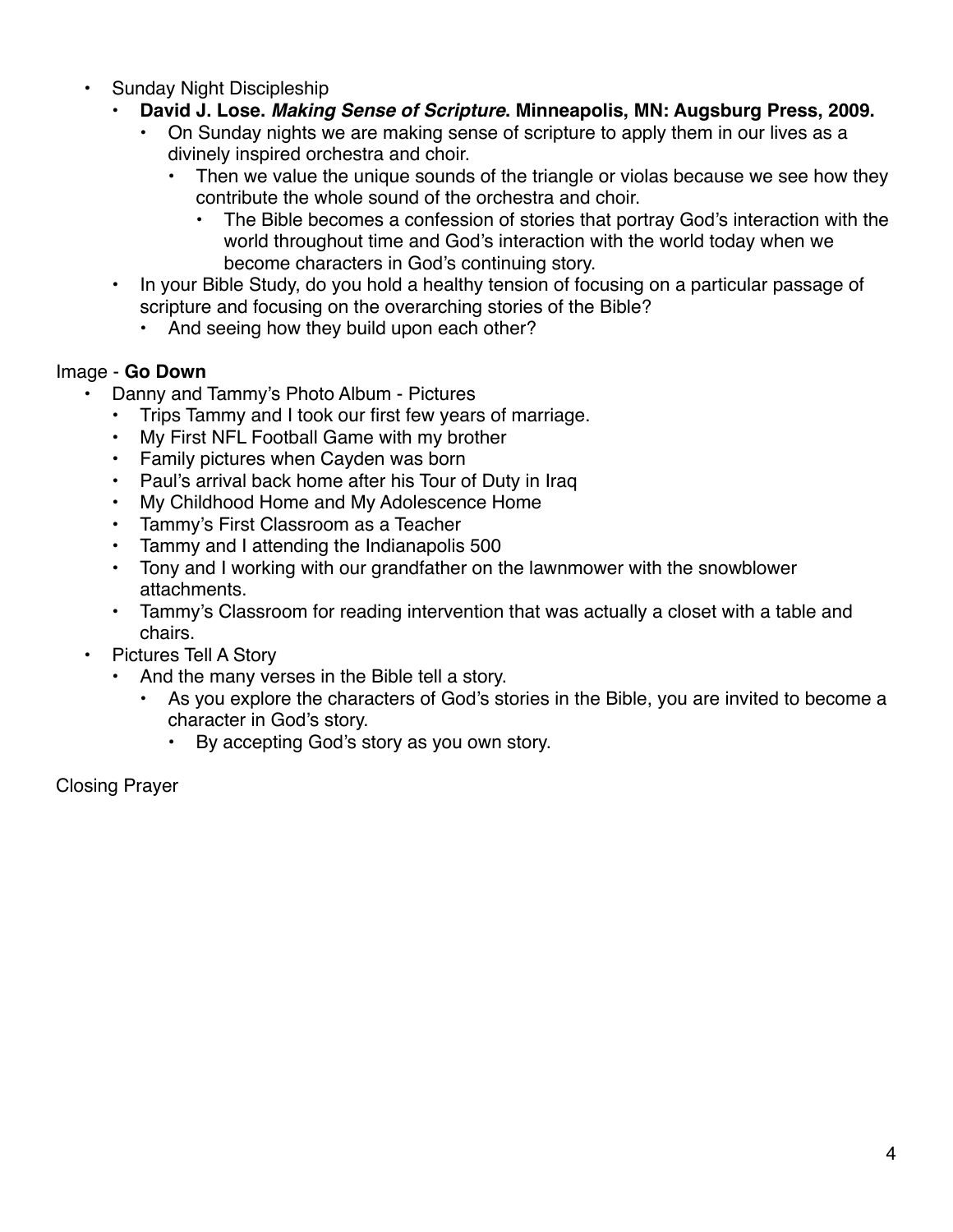- Sunday Night Discipleship
  - **David J. Lose. *Making Sense of Scripture*. Minneapolis, MN: Augsburg Press, 2009.**
    - On Sunday nights we are making sense of scripture to apply them in our lives as a divinely inspired orchestra and choir.
      - Then we value the unique sounds of the triangle or violas because we see how they contribute the whole sound of the orchestra and choir.
        - The Bible becomes a confession of stories that portray God's interaction with the world throughout time and God's interaction with the world today when we become characters in God's continuing story.
  - In your Bible Study, do you hold a healthy tension of focusing on a particular passage of scripture and focusing on the overarching stories of the Bible?
    - And seeing how they build upon each other?

Image - **Go Down**

- Danny and Tammy's Photo Album - Pictures
  - Trips Tammy and I took our first few years of marriage.
  - My First NFL Football Game with my brother
  - Family pictures when Cayden was born
  - Paul's arrival back home after his Tour of Duty in Iraq
  - My Childhood Home and My Adolescence Home
  - Tammy's First Classroom as a Teacher
  - Tammy and I attending the Indianapolis 500
  - Tony and I working with our grandfather on the lawnmower with the snowblower attachments.
  - Tammy's Classroom for reading intervention that was actually a closet with a table and chairs.
- Pictures Tell A Story
  - And the many verses in the Bible tell a story.
    - As you explore the characters of God's stories in the Bible, you are invited to become a character in God's story.
      - By accepting God's story as you own story.

Closing Prayer